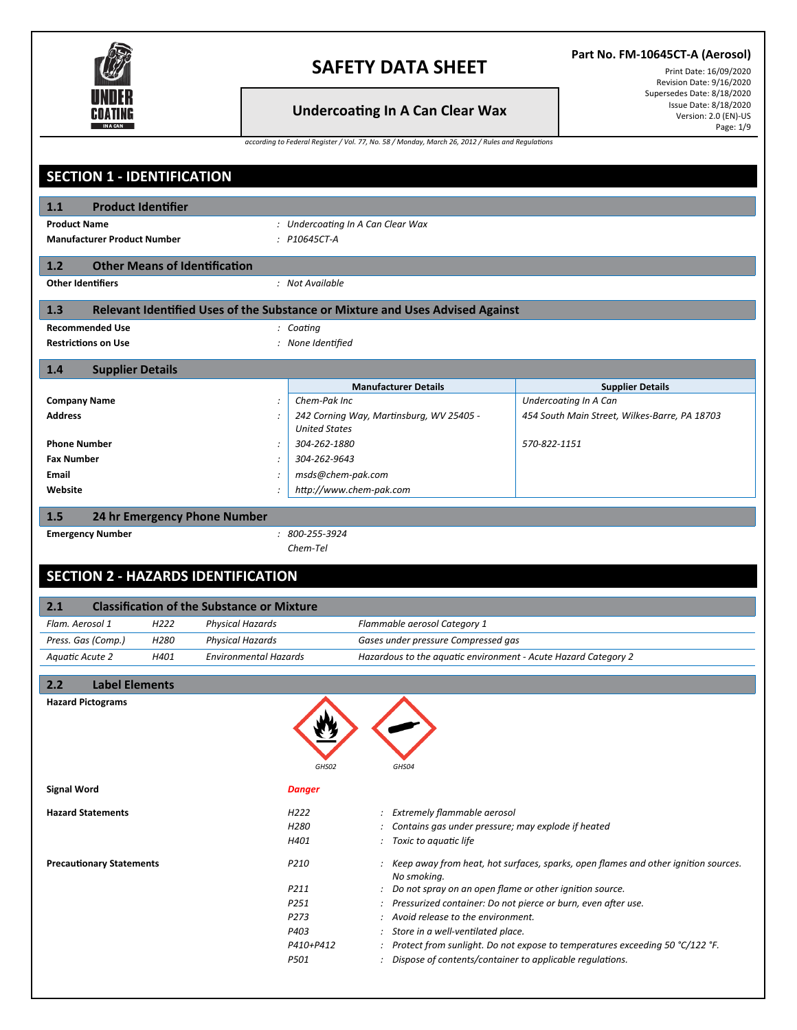# SAFETY DATA SHEET

## Undercoating In A Can Clear Wax

**Part No. FM-10645CT-A (Aerosol)**

Print Date: 16/09/2020
Revision Date: 9/16/2020
Supersedes Date: 8/18/2020
Issue Date: 8/18/2020
Version: 2.0 (EN)-US

*according to Federal Register / Vol. 77, No. 58 / Monday, March 26, 2012 / Rules and Regulations*

## SECTION 1 - IDENTIFICATION

### 1.1 Product Identifier

| | |
|---|---|
| **Product Name** | : *Undercoating In A Can Clear Wax* |
| **Manufacturer Product Number** | : *P10645CT-A* |

### 1.2 Other Means of Identification

| | |
|---|---|
| **Other Identifiers** | : *Not Available* |

### 1.3 Relevant Identified Uses of the Substance or Mixture and Uses Advised Against

| | |
|---|---|
| **Recommended Use** | : *Coating* |
| **Restrictions on Use** | : *None Identified* |

### 1.4 Supplier Details

| | Manufacturer Details | Supplier Details |
|---|---|---|
| **Company Name** | *Chem-Pak Inc* | *Undercoating In A Can* |
| **Address** | *242 Corning Way, Martinsburg, WV 25405 - United States* | *454 South Main Street, Wilkes-Barre, PA 18703* |
| **Phone Number** | *304-262-1880* | *570-822-1151* |
| **Fax Number** | *304-262-9643* | |
| **Email** | *msds@chem-pak.com* | |
| **Website** | *http://www.chem-pak.com* | |

### 1.5 24 hr Emergency Phone Number

| | |
|---|---|
| **Emergency Number** | : *800-255-3924*<br>*Chem-Tel* |

## SECTION 2 - HAZARDS IDENTIFICATION

### 2.1 Classification of the Substance or Mixture

| | | | |
|---|---|---|---|
| *Flam. Aerosol 1* | *H222* | *Physical Hazards* | *Flammable aerosol Category 1* |
| *Press. Gas (Comp.)* | *H280* | *Physical Hazards* | *Gases under pressure Compressed gas* |
| *Aquatic Acute 2* | *H401* | *Environmental Hazards* | *Hazardous to the aquatic environment - Acute Hazard Category 2* |

### 2.2 Label Elements

**Hazard Pictograms**

*GHS02* *GHS04*

**Signal Word** *Danger*

**Hazard Statements**

| | |
|---|---|
| *H222* | : *Extremely flammable aerosol* |
| *H280* | : *Contains gas under pressure; may explode if heated* |
| *H401* | : *Toxic to aquatic life* |

**Precautionary Statements**

| | |
|---|---|
| *P210* | : *Keep away from heat, hot surfaces, sparks, open flames and other ignition sources. No smoking.* |
| *P211* | : *Do not spray on an open flame or other ignition source.* |
| *P251* | : *Pressurized container: Do not pierce or burn, even after use.* |
| *P273* | : *Avoid release to the environment.* |
| *P403* | : *Store in a well-ventilated place.* |
| *P410+P412* | : *Protect from sunlight. Do not expose to temperatures exceeding 50 °C/122 °F.* |
| *P501* | : *Dispose of contents/container to applicable regulations.* |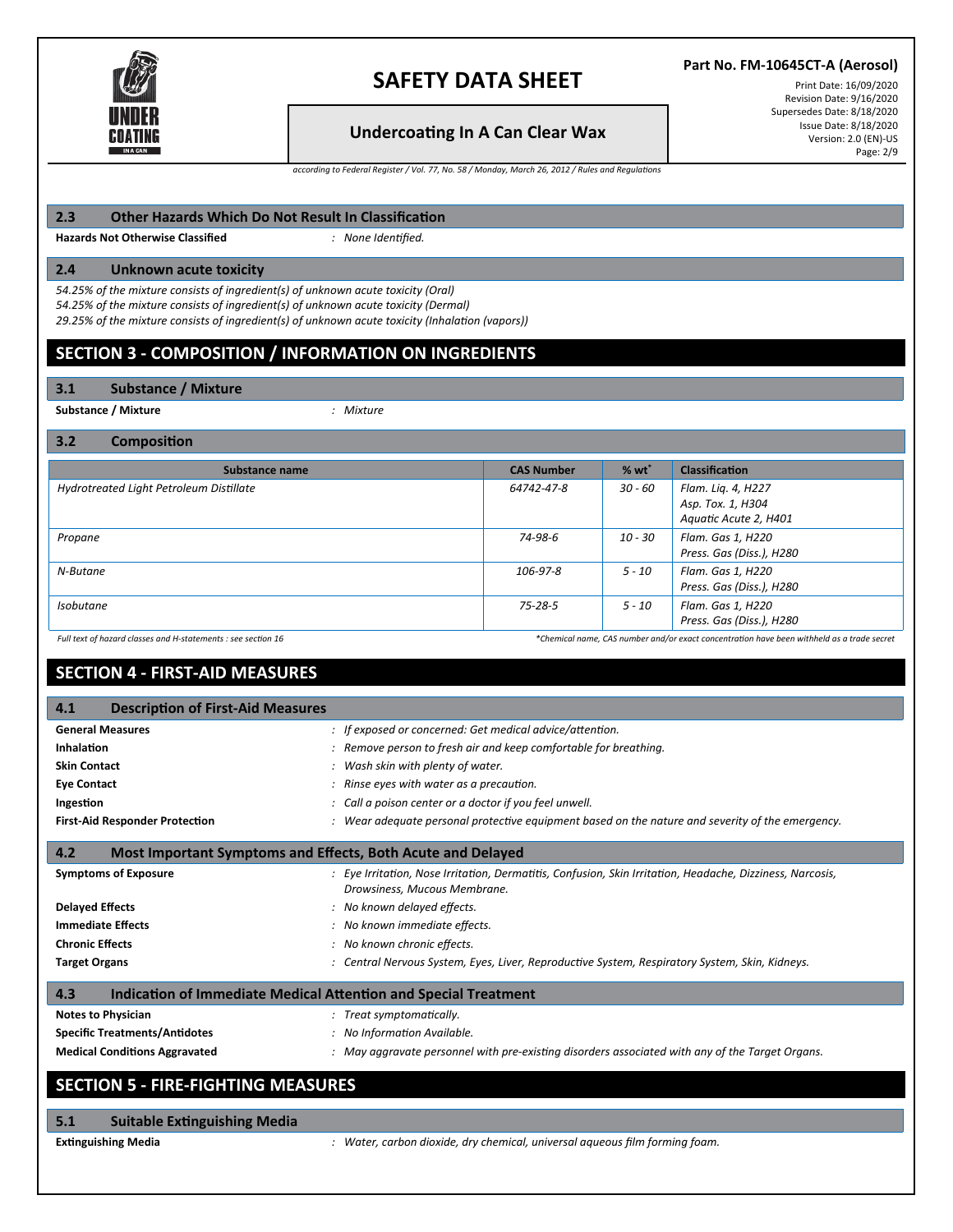### 2.3 Other Hazards Which Do Not Result In Classification

**Hazards Not Otherwise Classified** : *None Identified.*

### 2.4 Unknown acute toxicity

*54.25% of the mixture consists of ingredient(s) of unknown acute toxicity (Oral)*
*54.25% of the mixture consists of ingredient(s) of unknown acute toxicity (Dermal)*
*29.25% of the mixture consists of ingredient(s) of unknown acute toxicity (Inhalation (vapors))*

## SECTION 3 - COMPOSITION / INFORMATION ON INGREDIENTS

### 3.1 Substance / Mixture

**Substance / Mixture** : *Mixture*

### 3.2 Composition

| Substance name | CAS Number | % wt* | Classification |
| --- | --- | --- | --- |
| *Hydrotreated Light Petroleum Distillate* | *64742-47-8* | *30 - 60* | *Flam. Liq. 4, H227*<br>*Asp. Tox. 1, H304*<br>*Aquatic Acute 2, H401* |
| *Propane* | *74-98-6* | *10 - 30* | *Flam. Gas 1, H220*<br>*Press. Gas (Diss.), H280* |
| *N-Butane* | *106-97-8* | *5 - 10* | *Flam. Gas 1, H220*<br>*Press. Gas (Diss.), H280* |
| *Isobutane* | *75-28-5* | *5 - 10* | *Flam. Gas 1, H220*<br>*Press. Gas (Diss.), H280* |

*Full text of hazard classes and H-statements : see section 16*

**Chemical name, CAS number and/or exact concentration have been withheld as a trade secret*

## SECTION 4 - FIRST-AID MEASURES

### 4.1 Description of First-Aid Measures

**General Measures** : *If exposed or concerned: Get medical advice/attention.*

**Inhalation** : *Remove person to fresh air and keep comfortable for breathing.*

**Skin Contact** : *Wash skin with plenty of water.*

**Eye Contact** : *Rinse eyes with water as a precaution.*

**Ingestion** : *Call a poison center or a doctor if you feel unwell.*

**First-Aid Responder Protection** : *Wear adequate personal protective equipment based on the nature and severity of the emergency.*

### 4.2 Most Important Symptoms and Effects, Both Acute and Delayed

**Symptoms of Exposure** : *Eye Irritation, Nose Irritation, Dermatitis, Confusion, Skin Irritation, Headache, Dizziness, Narcosis, Drowsiness, Mucous Membrane.*

**Delayed Effects** : *No known delayed effects.*

**Immediate Effects** : *No known immediate effects.*

**Chronic Effects** : *No known chronic effects.*

**Target Organs** : *Central Nervous System, Eyes, Liver, Reproductive System, Respiratory System, Skin, Kidneys.*

### 4.3 Indication of Immediate Medical Attention and Special Treatment

**Notes to Physician** : *Treat symptomatically.*

**Specific Treatments/Antidotes** : *No Information Available.*

**Medical Conditions Aggravated** : *May aggravate personnel with pre-existing disorders associated with any of the Target Organs.*

## SECTION 5 - FIRE-FIGHTING MEASURES

### 5.1 Suitable Extinguishing Media

**Extinguishing Media** : *Water, carbon dioxide, dry chemical, universal aqueous film forming foam.*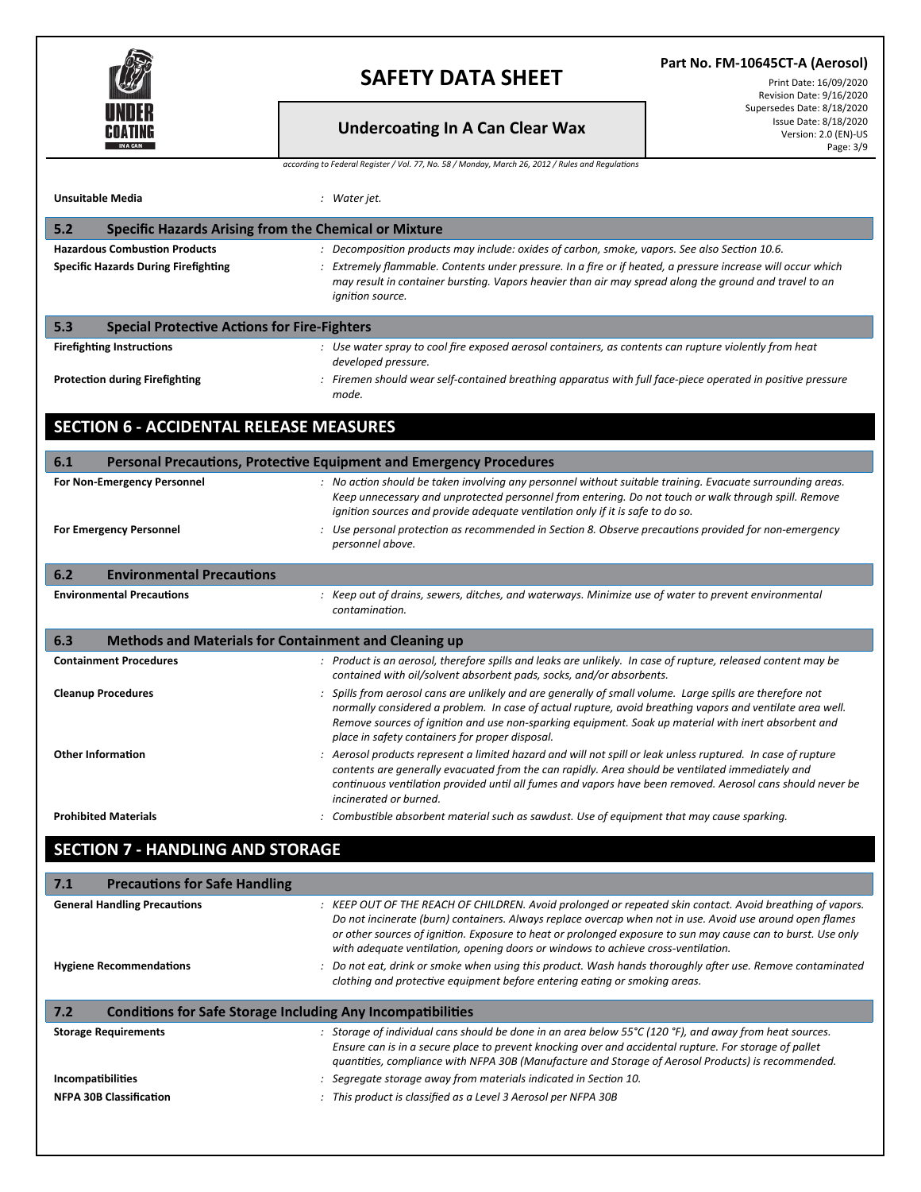| | |
|---|---|
| **Unsuitable Media** | : *Water jet.* |

### 5.2 Specific Hazards Arising from the Chemical or Mixture

| | |
|---|---|
| **Hazardous Combustion Products** | : *Decomposition products may include: oxides of carbon, smoke, vapors. See also Section 10.6.* |
| **Specific Hazards During Firefighting** | : *Extremely flammable. Contents under pressure. In a fire or if heated, a pressure increase will occur which may result in container bursting. Vapors heavier than air may spread along the ground and travel to an ignition source.* |

### 5.3 Special Protective Actions for Fire-Fighters

| | |
|---|---|
| **Firefighting Instructions** | : *Use water spray to cool fire exposed aerosol containers, as contents can rupture violently from heat developed pressure.* |
| **Protection during Firefighting** | : *Firemen should wear self-contained breathing apparatus with full face-piece operated in positive pressure mode.* |

## SECTION 6 - ACCIDENTAL RELEASE MEASURES

### 6.1 Personal Precautions, Protective Equipment and Emergency Procedures

| | |
|---|---|
| **For Non-Emergency Personnel** | : *No action should be taken involving any personnel without suitable training. Evacuate surrounding areas. Keep unnecessary and unprotected personnel from entering. Do not touch or walk through spill. Remove ignition sources and provide adequate ventilation only if it is safe to do so.* |
| **For Emergency Personnel** | : *Use personal protection as recommended in Section 8. Observe precautions provided for non-emergency personnel above.* |

### 6.2 Environmental Precautions

| | |
|---|---|
| **Environmental Precautions** | : *Keep out of drains, sewers, ditches, and waterways. Minimize use of water to prevent environmental contamination.* |

### 6.3 Methods and Materials for Containment and Cleaning up

| | |
|---|---|
| **Containment Procedures** | : *Product is an aerosol, therefore spills and leaks are unlikely. In case of rupture, released content may be contained with oil/solvent absorbent pads, socks, and/or absorbents.* |
| **Cleanup Procedures** | : *Spills from aerosol cans are unlikely and are generally of small volume. Large spills are therefore not normally considered a problem. In case of actual rupture, avoid breathing vapors and ventilate area well. Remove sources of ignition and use non-sparking equipment. Soak up material with inert absorbent and place in safety containers for proper disposal.* |
| **Other Information** | : *Aerosol products represent a limited hazard and will not spill or leak unless ruptured. In case of rupture contents are generally evacuated from the can rapidly. Area should be ventilated immediately and continuous ventilation provided until all fumes and vapors have been removed. Aerosol cans should never be incinerated or burned.* |
| **Prohibited Materials** | : *Combustible absorbent material such as sawdust. Use of equipment that may cause sparking.* |

## SECTION 7 - HANDLING AND STORAGE

### 7.1 Precautions for Safe Handling

| | |
|---|---|
| **General Handling Precautions** | : *KEEP OUT OF THE REACH OF CHILDREN. Avoid prolonged or repeated skin contact. Avoid breathing of vapors. Do not incinerate (burn) containers. Always replace overcap when not in use. Avoid use around open flames or other sources of ignition. Exposure to heat or prolonged exposure to sun may cause can to burst. Use only with adequate ventilation, opening doors or windows to achieve cross-ventilation.* |
| **Hygiene Recommendations** | : *Do not eat, drink or smoke when using this product. Wash hands thoroughly after use. Remove contaminated clothing and protective equipment before entering eating or smoking areas.* |

### 7.2 Conditions for Safe Storage Including Any Incompatibilities

| | |
|---|---|
| **Storage Requirements** | : *Storage of individual cans should be done in an area below 55°C (120 °F), and away from heat sources. Ensure can is in a secure place to prevent knocking over and accidental rupture. For storage of pallet quantities, compliance with NFPA 30B (Manufacture and Storage of Aerosol Products) is recommended.* |
| **Incompatibilities** | : *Segregate storage away from materials indicated in Section 10.* |
| **NFPA 30B Classification** | : *This product is classified as a Level 3 Aerosol per NFPA 30B* |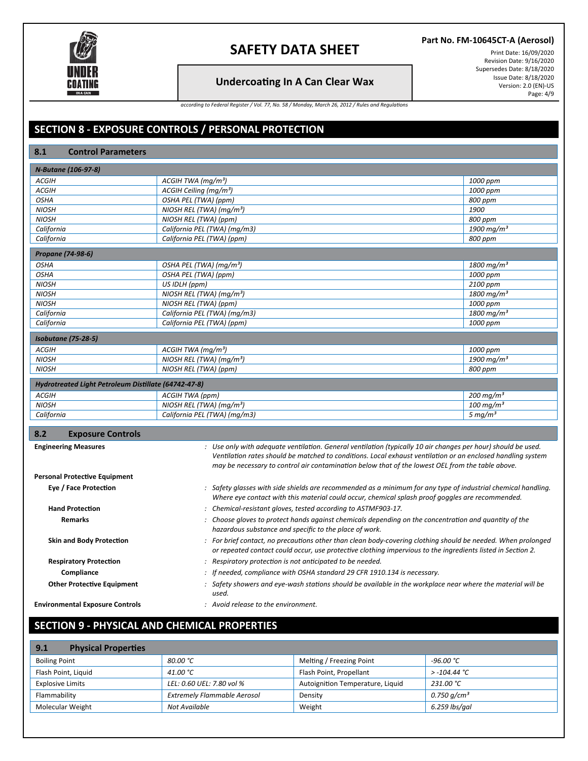## SECTION 8 - EXPOSURE CONTROLS / PERSONAL PROTECTION

### 8.1 Control Parameters

| *N-Butane (106-97-8)* | | |
|---|---|---|
| *ACGIH* | *ACGIH TWA (mg/m³)* | *1000 ppm* |
| *ACGIH* | *ACGIH Ceiling (mg/m³)* | *1000 ppm* |
| *OSHA* | *OSHA PEL (TWA) (ppm)* | *800 ppm* |
| *NIOSH* | *NIOSH REL (TWA) (mg/m³)* | *1900* |
| *NIOSH* | *NIOSH REL (TWA) (ppm)* | *800 ppm* |
| *California* | *California PEL (TWA) (mg/m3)* | *1900 mg/m³* |
| *California* | *California PEL (TWA) (ppm)* | *800 ppm* |

| *Propane (74-98-6)* | | |
|---|---|---|
| *OSHA* | *OSHA PEL (TWA) (mg/m³)* | *1800 mg/m³* |
| *OSHA* | *OSHA PEL (TWA) (ppm)* | *1000 ppm* |
| *NIOSH* | *US IDLH (ppm)* | *2100 ppm* |
| *NIOSH* | *NIOSH REL (TWA) (mg/m³)* | *1800 mg/m³* |
| *NIOSH* | *NIOSH REL (TWA) (ppm)* | *1000 ppm* |
| *California* | *California PEL (TWA) (mg/m3)* | *1800 mg/m³* |
| *California* | *California PEL (TWA) (ppm)* | *1000 ppm* |

| *Isobutane (75-28-5)* | | |
|---|---|---|
| *ACGIH* | *ACGIH TWA (mg/m³)* | *1000 ppm* |
| *NIOSH* | *NIOSH REL (TWA) (mg/m³)* | *1900 mg/m³* |
| *NIOSH* | *NIOSH REL (TWA) (ppm)* | *800 ppm* |

| *Hydrotreated Light Petroleum Distillate (64742-47-8)* | | |
|---|---|---|
| *ACGIH* | *ACGIH TWA (ppm)* | *200 mg/m³* |
| *NIOSH* | *NIOSH REL (TWA) (mg/m³)* | *100 mg/m³* |
| *California* | *California PEL (TWA) (mg/m3)* | *5 mg/m³* |

### 8.2 Exposure Controls

**Engineering Measures** : *Use only with adequate ventilation. General ventilation (typically 10 air changes per hour) should be used. Ventilation rates should be matched to conditions. Local exhaust ventilation or an enclosed handling system may be necessary to control air contamination below that of the lowest OEL from the table above.*

**Personal Protective Equipment**

**Eye / Face Protection** : *Safety glasses with side shields are recommended as a minimum for any type of industrial chemical handling. Where eye contact with this material could occur, chemical splash proof goggles are recommended.*

**Hand Protection** : *Chemical-resistant gloves, tested according to ASTMF903-17.*

**Remarks** : *Choose gloves to protect hands against chemicals depending on the concentration and quantity of the hazardous substance and specific to the place of work.*

**Skin and Body Protection** : *For brief contact, no precautions other than clean body-covering clothing should be needed. When prolonged or repeated contact could occur, use protective clothing impervious to the ingredients listed in Section 2.*

**Respiratory Protection** : *Respiratory protection is not anticipated to be needed.*

**Compliance** : *If needed, compliance with OSHA standard 29 CFR 1910.134 is necessary.*

**Other Protective Equipment** : *Safety showers and eye-wash stations should be available in the workplace near where the material will be used.*

**Environmental Exposure Controls** : *Avoid release to the environment.*

## SECTION 9 - PHYSICAL AND CHEMICAL PROPERTIES

### 9.1 Physical Properties

| | | | |
|---|---|---|---|
| Boiling Point | *80.00 °C* | Melting / Freezing Point | *-96.00 °C* |
| Flash Point, Liquid | *41.00 °C* | Flash Point, Propellant | *> -104.44 °C* |
| Explosive Limits | *LEL: 0.60 UEL: 7.80 vol %* | Autoignition Temperature, Liquid | *231.00 °C* |
| Flammability | *Extremely Flammable Aerosol* | Density | *0.750 g/cm³* |
| Molecular Weight | *Not Available* | Weight | *6.259 lbs/gal* |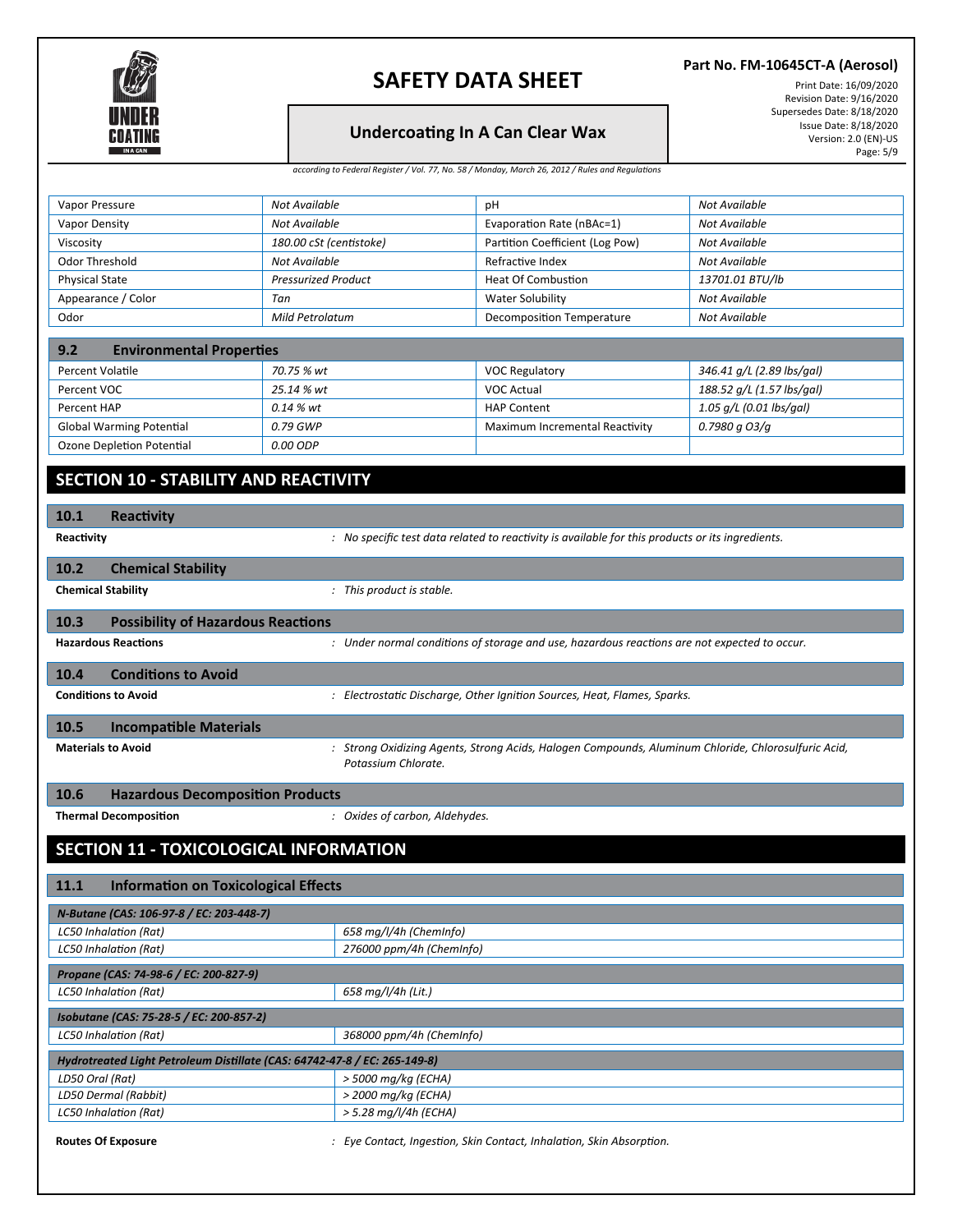| | | | |
|---|---|---|---|
| Vapor Pressure | *Not Available* | pH | *Not Available* |
| Vapor Density | *Not Available* | Evaporation Rate (nBAc=1) | *Not Available* |
| Viscosity | *180.00 cSt (centistoke)* | Partition Coefficient (Log Pow) | *Not Available* |
| Odor Threshold | *Not Available* | Refractive Index | *Not Available* |
| Physical State | *Pressurized Product* | Heat Of Combustion | *13701.01 BTU/lb* |
| Appearance / Color | *Tan* | Water Solubility | *Not Available* |
| Odor | *Mild Petrolatum* | Decomposition Temperature | *Not Available* |

### 9.2 Environmental Properties

| | | | |
|---|---|---|---|
| Percent Volatile | *70.75 % wt* | VOC Regulatory | *346.41 g/L (2.89 lbs/gal)* |
| Percent VOC | *25.14 % wt* | VOC Actual | *188.52 g/L (1.57 lbs/gal)* |
| Percent HAP | *0.14 % wt* | HAP Content | *1.05 g/L (0.01 lbs/gal)* |
| Global Warming Potential | *0.79 GWP* | Maximum Incremental Reactivity | *0.7980 g O3/g* |
| Ozone Depletion Potential | *0.00 ODP* | | |

## SECTION 10 - STABILITY AND REACTIVITY

### 10.1 Reactivity

**Reactivity** : *No specific test data related to reactivity is available for this products or its ingredients.*

### 10.2 Chemical Stability

**Chemical Stability** : *This product is stable.*

### 10.3 Possibility of Hazardous Reactions

**Hazardous Reactions** : *Under normal conditions of storage and use, hazardous reactions are not expected to occur.*

### 10.4 Conditions to Avoid

**Conditions to Avoid** : *Electrostatic Discharge, Other Ignition Sources, Heat, Flames, Sparks.*

### 10.5 Incompatible Materials

**Materials to Avoid** : *Strong Oxidizing Agents, Strong Acids, Halogen Compounds, Aluminum Chloride, Chlorosulfuric Acid, Potassium Chlorate.*

### 10.6 Hazardous Decomposition Products

**Thermal Decomposition** : *Oxides of carbon, Aldehydes.*

## SECTION 11 - TOXICOLOGICAL INFORMATION

### 11.1 Information on Toxicological Effects

| *N-Butane (CAS: 106-97-8 / EC: 203-448-7)* | |
|---|---|
| *LC50 Inhalation (Rat)* | *658 mg/l/4h (ChemInfo)* |
| *LC50 Inhalation (Rat)* | *276000 ppm/4h (ChemInfo)* |

| *Propane (CAS: 74-98-6 / EC: 200-827-9)* | |
|---|---|
| *LC50 Inhalation (Rat)* | *658 mg/l/4h (Lit.)* |

| *Isobutane (CAS: 75-28-5 / EC: 200-857-2)* | |
|---|---|
| *LC50 Inhalation (Rat)* | *368000 ppm/4h (ChemInfo)* |

| *Hydrotreated Light Petroleum Distillate (CAS: 64742-47-8 / EC: 265-149-8)* | |
|---|---|
| *LD50 Oral (Rat)* | *> 5000 mg/kg (ECHA)* |
| *LD50 Dermal (Rabbit)* | *> 2000 mg/kg (ECHA)* |
| *LC50 Inhalation (Rat)* | *> 5.28 mg/l/4h (ECHA)* |

**Routes Of Exposure** : *Eye Contact, Ingestion, Skin Contact, Inhalation, Skin Absorption.*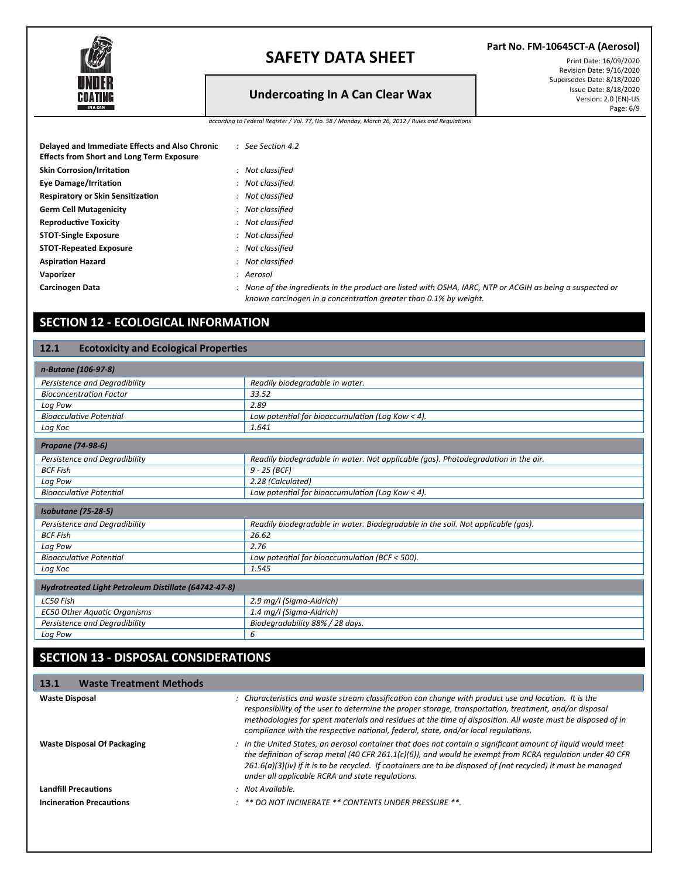| | |
|---|---|
| **Delayed and Immediate Effects and Also Chronic Effects from Short and Long Term Exposure** | : *See Section 4.2* |
| **Skin Corrosion/Irritation** | : *Not classified* |
| **Eye Damage/Irritation** | : *Not classified* |
| **Respiratory or Skin Sensitization** | : *Not classified* |
| **Germ Cell Mutagenicity** | : *Not classified* |
| **Reproductive Toxicity** | : *Not classified* |
| **STOT-Single Exposure** | : *Not classified* |
| **STOT-Repeated Exposure** | : *Not classified* |
| **Aspiration Hazard** | : *Not classified* |
| **Vaporizer** | : *Aerosol* |
| **Carcinogen Data** | : *None of the ingredients in the product are listed with OSHA, IARC, NTP or ACGIH as being a suspected or known carcinogen in a concentration greater than 0.1% by weight.* |

## SECTION 12 - ECOLOGICAL INFORMATION

### 12.1 Ecotoxicity and Ecological Properties

| *n-Butane (106-97-8)* | |
|---|---|
| *Persistence and Degradibility* | *Readily biodegradable in water.* |
| *Bioconcentration Factor* | *33.52* |
| *Log Pow* | *2.89* |
| *Bioacculative Potential* | *Low potential for bioaccumulation (Log Kow < 4).* |
| *Log Koc* | *1.641* |

| *Propane (74-98-6)* | |
|---|---|
| *Persistence and Degradibility* | *Readily biodegradable in water. Not applicable (gas). Photodegradation in the air.* |
| *BCF Fish* | *9 - 25 (BCF)* |
| *Log Pow* | *2.28 (Calculated)* |
| *Bioacculative Potential* | *Low potential for bioaccumulation (Log Kow < 4).* |

| *Isobutane (75-28-5)* | |
|---|---|
| *Persistence and Degradibility* | *Readily biodegradable in water. Biodegradable in the soil. Not applicable (gas).* |
| *BCF Fish* | *26.62* |
| *Log Pow* | *2.76* |
| *Bioacculative Potential* | *Low potential for bioaccumulation (BCF < 500).* |
| *Log Koc* | *1.545* |

| *Hydrotreated Light Petroleum Distillate (64742-47-8)* | |
|---|---|
| *LC50 Fish* | *2.9 mg/l (Sigma-Aldrich)* |
| *EC50 Other Aquatic Organisms* | *1.4 mg/l (Sigma-Aldrich)* |
| *Persistence and Degradibility* | *Biodegradability 88% / 28 days.* |
| *Log Pow* | *6* |

## SECTION 13 - DISPOSAL CONSIDERATIONS

### 13.1 Waste Treatment Methods

| | |
|---|---|
| **Waste Disposal** | : *Characteristics and waste stream classification can change with product use and location. It is the responsibility of the user to determine the proper storage, transportation, treatment, and/or disposal methodologies for spent materials and residues at the time of disposition. All waste must be disposed of in compliance with the respective national, federal, state, and/or local regulations.* |
| **Waste Disposal Of Packaging** | : *In the United States, an aerosol container that does not contain a significant amount of liquid would meet the definition of scrap metal (40 CFR 261.1(c)(6)), and would be exempt from RCRA regulation under 40 CFR 261.6(a)(3)(iv) if it is to be recycled. If containers are to be disposed of (not recycled) it must be managed under all applicable RCRA and state regulations.* |
| **Landfill Precautions** | : *Not Available.* |
| **Incineration Precautions** | : *** DO NOT INCINERATE ** CONTENTS UNDER PRESSURE **.* |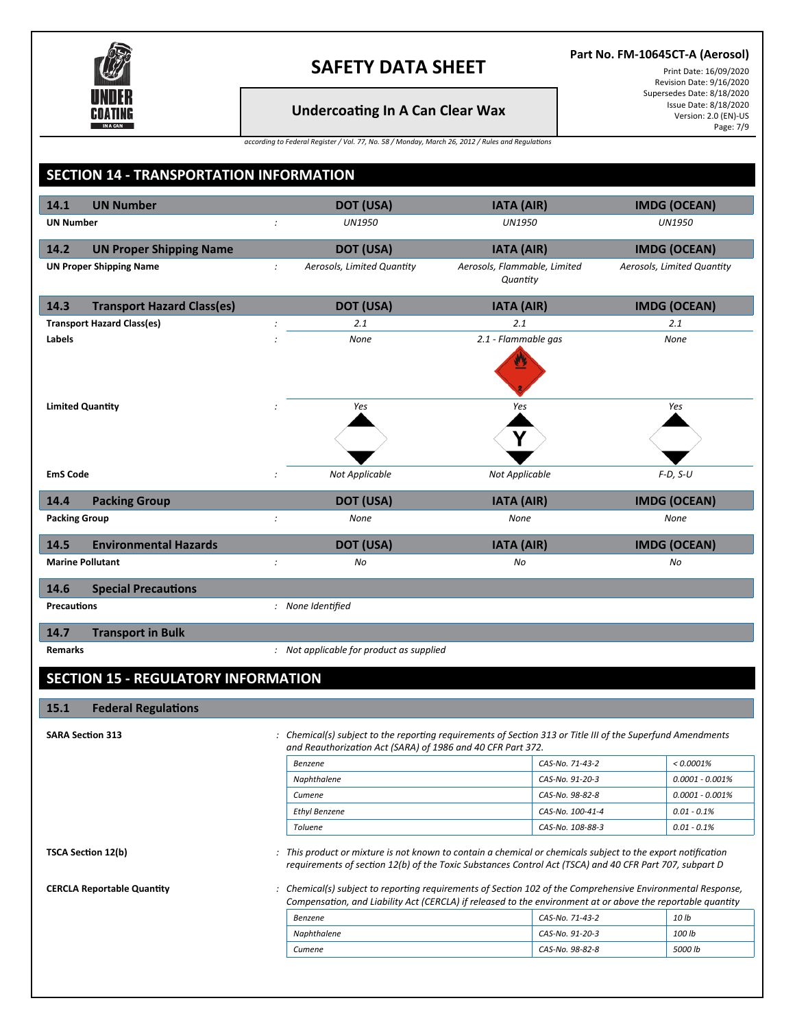## SECTION 14 - TRANSPORTATION INFORMATION

| 14.1 UN Number | | DOT (USA) | IATA (AIR) | IMDG (OCEAN) |
|---|---|---|---|---|
| **UN Number** | : | *UN1950* | *UN1950* | *UN1950* |

| 14.2 UN Proper Shipping Name | | DOT (USA) | IATA (AIR) | IMDG (OCEAN) |
|---|---|---|---|---|
| **UN Proper Shipping Name** | : | *Aerosols, Limited Quantity* | *Aerosols, Flammable, Limited Quantity* | *Aerosols, Limited Quantity* |

| 14.3 Transport Hazard Class(es) | | DOT (USA) | IATA (AIR) | IMDG (OCEAN) |
|---|---|---|---|---|
| **Transport Hazard Class(es)** | : | *2.1* | *2.1* | *2.1* |
| **Labels** | : | *None* | *2.1 - Flammable gas* | *None* |
| **Limited Quantity** | : | *Yes* | *Yes* | *Yes* |
| **EmS Code** | : | *Not Applicable* | *Not Applicable* | *F-D, S-U* |

| 14.4 Packing Group | | DOT (USA) | IATA (AIR) | IMDG (OCEAN) |
|---|---|---|---|---|
| **Packing Group** | : | *None* | *None* | *None* |

| 14.5 Environmental Hazards | | DOT (USA) | IATA (AIR) | IMDG (OCEAN) |
|---|---|---|---|---|
| **Marine Pollutant** | : | *No* | *No* | *No* |

### 14.6 Special Precautions

**Precautions** : *None Identified*

### 14.7 Transport in Bulk

**Remarks** : *Not applicable for product as supplied*

## SECTION 15 - REGULATORY INFORMATION

### 15.1 Federal Regulations

**SARA Section 313** : *Chemical(s) subject to the reporting requirements of Section 313 or Title III of the Superfund Amendments and Reauthorization Act (SARA) of 1986 and 40 CFR Part 372.*

| | | |
|---|---|---|
| *Benzene* | *CAS-No. 71-43-2* | *< 0.0001%* |
| *Naphthalene* | *CAS-No. 91-20-3* | *0.0001 - 0.001%* |
| *Cumene* | *CAS-No. 98-82-8* | *0.0001 - 0.001%* |
| *Ethyl Benzene* | *CAS-No. 100-41-4* | *0.01 - 0.1%* |
| *Toluene* | *CAS-No. 108-88-3* | *0.01 - 0.1%* |

**TSCA Section 12(b)** : *This product or mixture is not known to contain a chemical or chemicals subject to the export notification requirements of section 12(b) of the Toxic Substances Control Act (TSCA) and 40 CFR Part 707, subpart D*

**CERCLA Reportable Quantity** : *Chemical(s) subject to reporting requirements of Section 102 of the Comprehensive Environmental Response, Compensation, and Liability Act (CERCLA) if released to the environment at or above the reportable quantity*

| | | |
|---|---|---|
| *Benzene* | *CAS-No. 71-43-2* | *10 lb* |
| *Naphthalene* | *CAS-No. 91-20-3* | *100 lb* |
| *Cumene* | *CAS-No. 98-82-8* | *5000 lb* |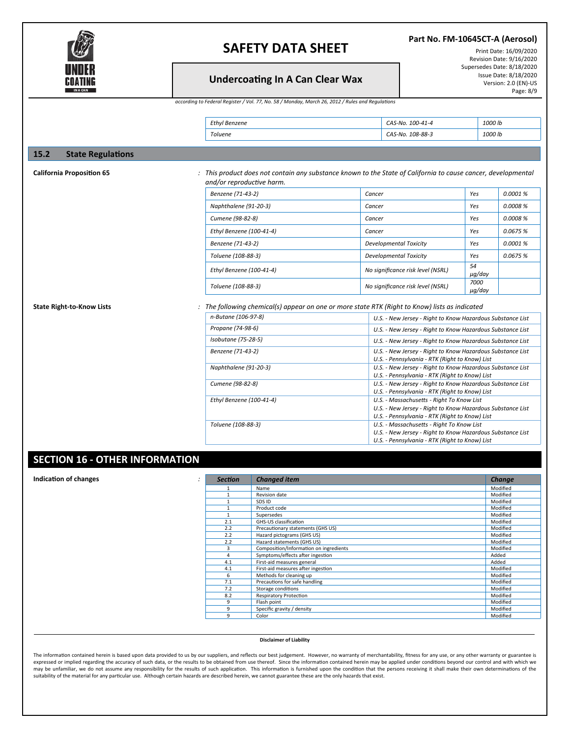| Ethyl Benzene | CAS-No. 100-41-4 | 1000 lb |
|---|---|---|
| Toluene | CAS-No. 108-88-3 | 1000 lb |

## 15.2 State Regulations

**California Proposition 65** : *This product does not contain any substance known to the State of California to cause cancer, developmental and/or reproductive harm.*

| | | | |
|---|---|---|---|
| Benzene (71-43-2) | Cancer | Yes | 0.0001 % |
| Naphthalene (91-20-3) | Cancer | Yes | 0.0008 % |
| Cumene (98-82-8) | Cancer | Yes | 0.0008 % |
| Ethyl Benzene (100-41-4) | Cancer | Yes | 0.0675 % |
| Benzene (71-43-2) | Developmental Toxicity | Yes | 0.0001 % |
| Toluene (108-88-3) | Developmental Toxicity | Yes | 0.0675 % |
| Ethyl Benzene (100-41-4) | No significance risk level (NSRL) | 54 µg/day | |
| Toluene (108-88-3) | No significance risk level (NSRL) | 7000 µg/day | |

**State Right-to-Know Lists** : *The following chemical(s) appear on one or more state RTK (Right to Know) lists as indicated*

| | |
|---|---|
| n-Butane (106-97-8) | U.S. - New Jersey - Right to Know Hazardous Substance List |
| Propane (74-98-6) | U.S. - New Jersey - Right to Know Hazardous Substance List |
| Isobutane (75-28-5) | U.S. - New Jersey - Right to Know Hazardous Substance List |
| Benzene (71-43-2) | U.S. - New Jersey - Right to Know Hazardous Substance List<br>U.S. - Pennsylvania - RTK (Right to Know) List |
| Naphthalene (91-20-3) | U.S. - New Jersey - Right to Know Hazardous Substance List<br>U.S. - Pennsylvania - RTK (Right to Know) List |
| Cumene (98-82-8) | U.S. - New Jersey - Right to Know Hazardous Substance List<br>U.S. - Pennsylvania - RTK (Right to Know) List |
| Ethyl Benzene (100-41-4) | U.S. - Massachusetts - Right To Know List<br>U.S. - New Jersey - Right to Know Hazardous Substance List<br>U.S. - Pennsylvania - RTK (Right to Know) List |
| Toluene (108-88-3) | U.S. - Massachusetts - Right To Know List<br>U.S. - New Jersey - Right to Know Hazardous Substance List<br>U.S. - Pennsylvania - RTK (Right to Know) List |

# SECTION 16 - OTHER INFORMATION

**Indication of changes** :

| Section | Changed item | Change |
|---|---|---|
| 1 | Name | Modified |
| 1 | Revision date | Modified |
| 1 | SDS ID | Modified |
| 1 | Product code | Modified |
| 1 | Supersedes | Modified |
| 2.1 | GHS-US classification | Modified |
| 2.2 | Precautionary statements (GHS US) | Modified |
| 2.2 | Hazard pictograms (GHS US) | Modified |
| 2.2 | Hazard statements (GHS US) | Modified |
| 3 | Composition/Information on ingredients | Modified |
| 4 | Symptoms/effects after ingestion | Added |
| 4.1 | First-aid measures general | Added |
| 4.1 | First-aid measures after ingestion | Modified |
| 6 | Methods for cleaning up | Modified |
| 7.1 | Precautions for safe handling | Modified |
| 7.2 | Storage conditions | Modified |
| 8.2 | Respiratory Protection | Modified |
| 9 | Flash point | Modified |
| 9 | Specific gravity / density | Modified |
| 9 | Color | Modified |

**Disclaimer of Liability**

The information contained herein is based upon data provided to us by our suppliers, and reflects our best judgement. However, no warranty of merchantability, fitness for any use, or any other warranty or guarantee is expressed or implied regarding the accuracy of such data, or the results to be obtained from use thereof. Since the information contained herein may be applied under conditions beyond our control and with which we may be unfamiliar, we do not assume any responsibility for the results of such application. This information is furnished upon the condition that the persons receiving it shall make their own determinations of the suitability of the material for any particular use. Although certain hazards are described herein, we cannot guarantee these are the only hazards that exist.